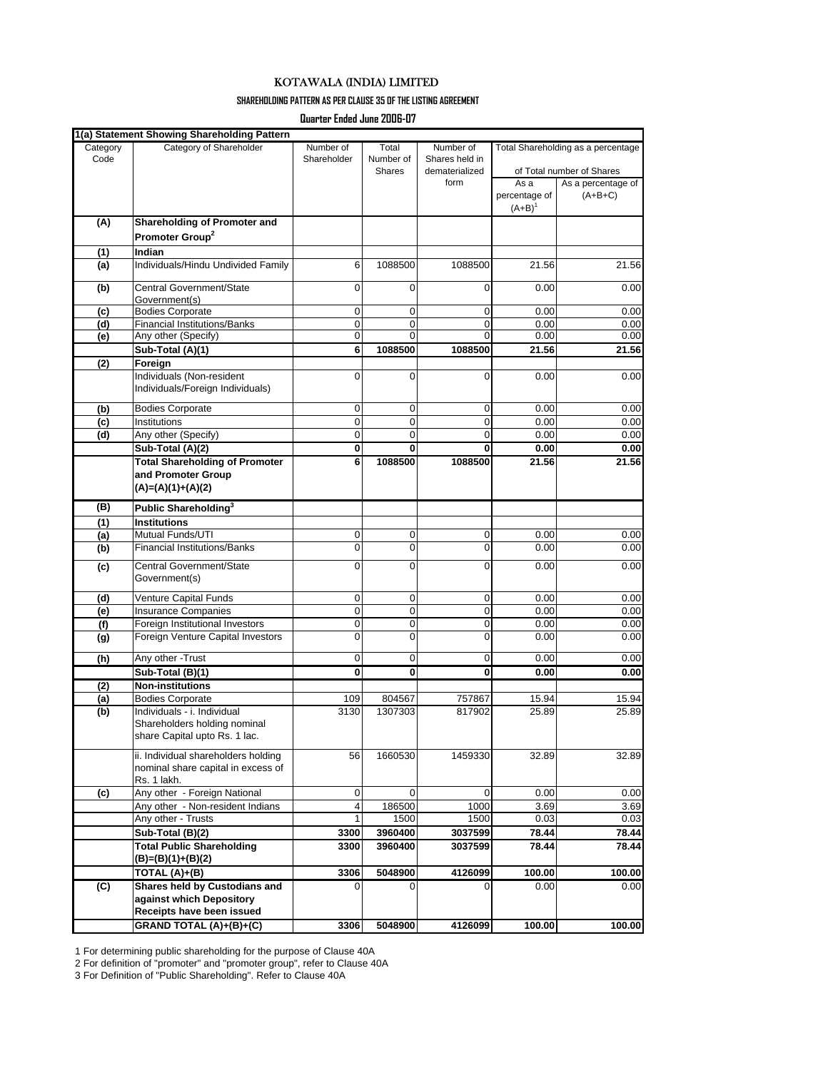# KOTAWALA (INDIA) LIMITED

## SHAREHOLDING PATTERN AS PER CLAUSE 35 OF THE LISTING AGREEMENT

### Quarter Ended June 2006-07

**1(a) Statement Showing Shareholding Pattern**

| Category Code | Category of Shareholder | Number of Shareholder | Total Number of Shares | Number of Shares held in dematerialized form | Total Shareholding as a percentage of Total number of Shares | |
|---|---|---|---|---|---|---|
| | | | | | As a percentage of $(A+B)^1$ | As a percentage of (A+B+C) |
| **(A)** | **Shareholding of Promoter and Promoter Group[2]** | | | | | |
| **(1)** | **Indian** | | | | | |
| **(a)** | Individuals/Hindu Undivided Family | 6 | 1088500 | 1088500 | 21.56 | 21.56 |
| **(b)** | Central Government/State Government(s) | 0 | 0 | 0 | 0.00 | 0.00 |
| **(c)** | Bodies Corporate | 0 | 0 | 0 | 0.00 | 0.00 |
| **(d)** | Financial Institutions/Banks | 0 | 0 | 0 | 0.00 | 0.00 |
| **(e)** | Any other (Specify) | 0 | 0 | 0 | 0.00 | 0.00 |
| | **Sub-Total (A)(1)** | **6** | **1088500** | **1088500** | **21.56** | **21.56** |
| **(2)** | **Foreign** | | | | | |
| | Individuals (Non-resident Individuals/Foreign Individuals) | 0 | 0 | 0 | 0.00 | 0.00 |
| **(b)** | Bodies Corporate | 0 | 0 | 0 | 0.00 | 0.00 |
| **(c)** | Institutions | 0 | 0 | 0 | 0.00 | 0.00 |
| **(d)** | Any other (Specify) | 0 | 0 | 0 | 0.00 | 0.00 |
| | **Sub-Total (A)(2)** | **0** | **0** | **0** | **0.00** | **0.00** |
| | **Total Shareholding of Promoter and Promoter Group (A)=(A)(1)+(A)(2)** | **6** | **1088500** | **1088500** | **21.56** | **21.56** |
| **(B)** | **Public Shareholding[3]** | | | | | |
| **(1)** | **Institutions** | | | | | |
| **(a)** | Mutual Funds/UTI | 0 | 0 | 0 | 0.00 | 0.00 |
| **(b)** | Financial Institutions/Banks | 0 | 0 | 0 | 0.00 | 0.00 |
| **(c)** | Central Government/State Government(s) | 0 | 0 | 0 | 0.00 | 0.00 |
| **(d)** | Venture Capital Funds | 0 | 0 | 0 | 0.00 | 0.00 |
| **(e)** | Insurance Companies | 0 | 0 | 0 | 0.00 | 0.00 |
| **(f)** | Foreign Institutional Investors | 0 | 0 | 0 | 0.00 | 0.00 |
| **(g)** | Foreign Venture Capital Investors | 0 | 0 | 0 | 0.00 | 0.00 |
| **(h)** | Any other -Trust | 0 | 0 | 0 | 0.00 | 0.00 |
| | **Sub-Total (B)(1)** | **0** | **0** | **0** | **0.00** | **0.00** |
| **(2)** | **Non-institutions** | | | | | |
| **(a)** | Bodies Corporate | 109 | 804567 | 757867 | 15.94 | 15.94 |
| **(b)** | Individuals - i. Individual Shareholders holding nominal share Capital upto Rs. 1 lac. | 3130 | 1307303 | 817902 | 25.89 | 25.89 |
| | ii. Individual shareholders holding nominal share capital in excess of Rs. 1 lakh. | 56 | 1660530 | 1459330 | 32.89 | 32.89 |
| **(c)** | Any other - Foreign National | 0 | 0 | 0 | 0.00 | 0.00 |
| | Any other - Non-resident Indians | 4 | 186500 | 1000 | 3.69 | 3.69 |
| | Any other - Trusts | 1 | 1500 | 1500 | 0.03 | 0.03 |
| | **Sub-Total (B)(2)** | **3300** | **3960400** | **3037599** | **78.44** | **78.44** |
| | **Total Public Shareholding (B)=(B)(1)+(B)(2)** | **3300** | **3960400** | **3037599** | **78.44** | **78.44** |
| | **TOTAL (A)+(B)** | **3306** | **5048900** | **4126099** | **100.00** | **100.00** |
| **(C)** | **Shares held by Custodians and against which Depository Receipts have been issued** | 0 | 0 | 0 | 0.00 | 0.00 |
| | **GRAND TOTAL (A)+(B)+(C)** | **3306** | **5048900** | **4126099** | **100.00** | **100.00** |

1 For determining public shareholding for the purpose of Clause 40A

2 For definition of "promoter" and "promoter group", refer to Clause 40A

3 For Definition of "Public Shareholding". Refer to Clause 40A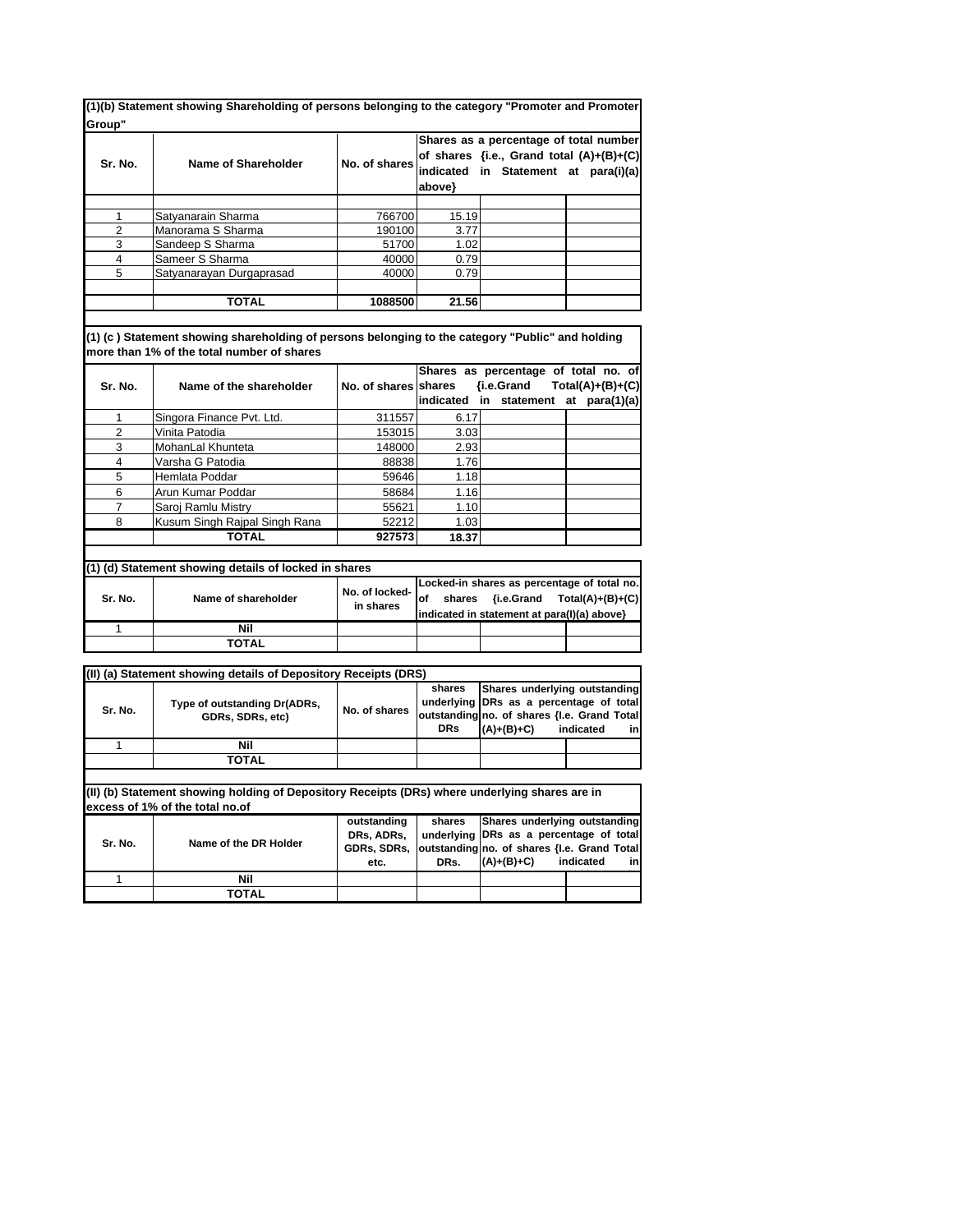**(1)(b) Statement showing Shareholding of persons belonging to the category "Promoter and Promoter Group"**

| Sr. No. | Name of Shareholder | No. of shares | Shares as a percentage of total number of shares {i.e., Grand total (A)+(B)+(C) indicated in Statement at para(i)(a) above} | | |
|---|---|---|---|---|---|
| 1 | Satyanarain Sharma | 766700 | 15.19 | | |
| 2 | Manorama S Sharma | 190100 | 3.77 | | |
| 3 | Sandeep S Sharma | 51700 | 1.02 | | |
| 4 | Sameer S Sharma | 40000 | 0.79 | | |
| 5 | Satyanarayan Durgaprasad | 40000 | 0.79 | | |
| | **TOTAL** | **1088500** | **21.56** | | |

**(1) (c ) Statement showing shareholding of persons belonging to the category "Public" and holding more than 1% of the total number of shares**

| Sr. No. | Name of the shareholder | No. of shares | Shares as percentage of total no. of shares {i.e.Grand Total(A)+(B)+(C) indicated in statement at para(1)(a) | | |
|---|---|---|---|---|---|
| 1 | Singora Finance Pvt. Ltd. | 311557 | 6.17 | | |
| 2 | Vinita Patodia | 153015 | 3.03 | | |
| 3 | MohanLal Khunteta | 148000 | 2.93 | | |
| 4 | Varsha G Patodia | 88838 | 1.76 | | |
| 5 | Hemlata Poddar | 59646 | 1.18 | | |
| 6 | Arun Kumar Poddar | 58684 | 1.16 | | |
| 7 | Saroj Ramlu Mistry | 55621 | 1.10 | | |
| 8 | Kusum Singh Rajpal Singh Rana | 52212 | 1.03 | | |
| | **TOTAL** | **927573** | **18.37** | | |

**(1) (d) Statement showing details of locked in shares**

| Sr. No. | Name of shareholder | No. of locked-in shares | Locked-in shares as percentage of total no. of shares {i.e.Grand Total(A)+(B)+(C) indicated in statement at para(I)(a) above} | | |
|---|---|---|---|---|---|
| 1 | Nil | | | | |
| | TOTAL | | | | |

**(II) (a) Statement showing details of Depository Receipts (DRS)**

| Sr. No. | Type of outstanding Dr(ADRs, GDRs, SDRs, etc) | No. of shares | shares underlying outstanding DRs | Shares underlying outstanding DRs as a percentage of total no. of shares {I.e. Grand Total (A)+(B)+C) indicated in | |
|---|---|---|---|---|---|
| 1 | Nil | | | | |
| | TOTAL | | | | |

**(II) (b) Statement showing holding of Depository Receipts (DRs) where underlying shares are in excess of 1% of the total no.of**

| Sr. No. | Name of the DR Holder | outstanding DRs, ADRs, GDRs, SDRs, etc. | shares underlying outstanding DRs. | Shares underlying outstanding DRs as a percentage of total no. of shares {I.e. Grand Total (A)+(B)+C) indicated in | |
|---|---|---|---|---|---|
| 1 | Nil | | | | |
| | TOTAL | | | | |